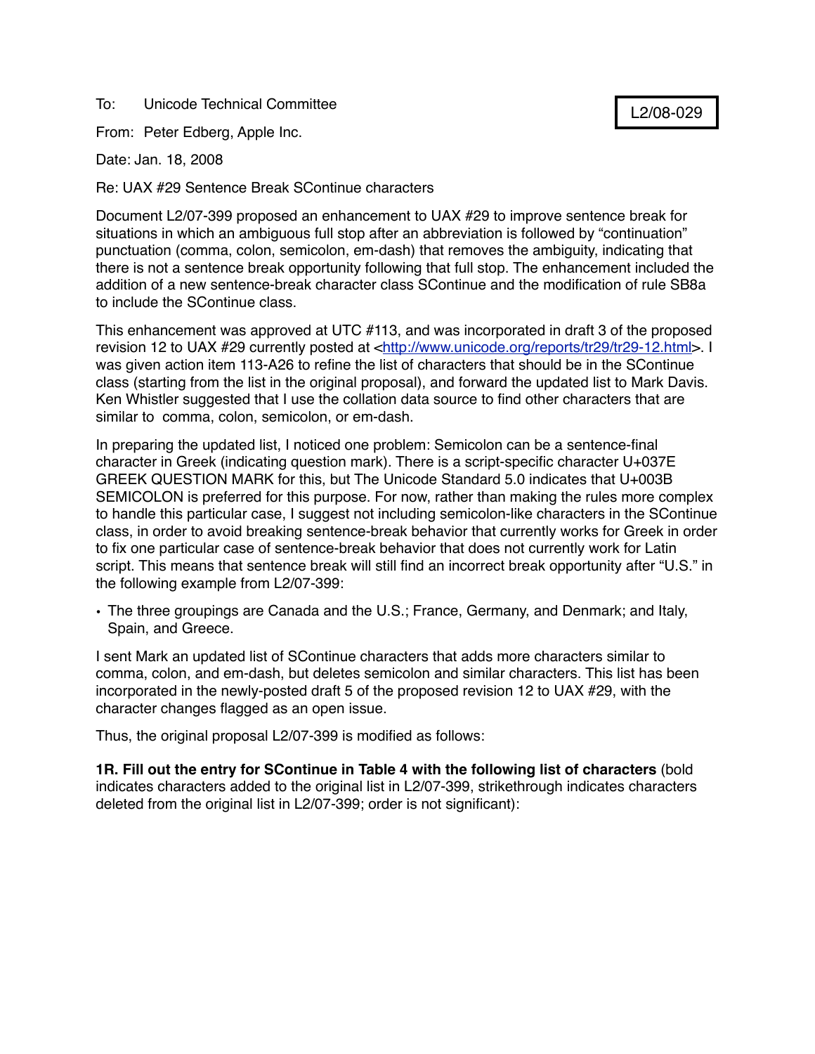To: Unicode Technical Committee

L2/08-029

From: Peter Edberg, Apple Inc.

Date: Jan. 18, 2008

Re: UAX #29 Sentence Break SContinue characters

Document L2/07-399 proposed an enhancement to UAX #29 to improve sentence break for situations in which an ambiguous full stop after an abbreviation is followed by "continuation" punctuation (comma, colon, semicolon, em-dash) that removes the ambiguity, indicating that there is not a sentence break opportunity following that full stop. The enhancement included the addition of a new sentence-break character class SContinue and the modification of rule SB8a to include the SContinue class.

This enhancement was approved at UTC #113, and was incorporated in draft 3 of the proposed revision 12 to UAX #29 currently posted at <http://www.unicode.org/reports/tr29/tr29-12.html>. I was given action item 113-A26 to refine the list of characters that should be in the SContinue class (starting from the list in the original proposal), and forward the updated list to Mark Davis. Ken Whistler suggested that I use the collation data source to find other characters that are similar to comma, colon, semicolon, or em-dash.

In preparing the updated list, I noticed one problem: Semicolon can be a sentence-final character in Greek (indicating question mark). There is a script-specific character U+037E GREEK QUESTION MARK for this, but The Unicode Standard 5.0 indicates that U+003B SEMICOLON is preferred for this purpose. For now, rather than making the rules more complex to handle this particular case, I suggest not including semicolon-like characters in the SContinue class, in order to avoid breaking sentence-break behavior that currently works for Greek in order to fix one particular case of sentence-break behavior that does not currently work for Latin script. This means that sentence break will still find an incorrect break opportunity after "U.S." in the following example from L2/07-399:

- The three groupings are Canada and the U.S.; France, Germany, and Denmark; and Italy, Spain, and Greece.

I sent Mark an updated list of SContinue characters that adds more characters similar to comma, colon, and em-dash, but deletes semicolon and similar characters. This list has been incorporated in the newly-posted draft 5 of the proposed revision 12 to UAX #29, with the character changes flagged as an open issue.

Thus, the original proposal L2/07-399 is modified as follows:

**1R. Fill out the entry for SContinue in Table 4 with the following list of characters** (bold indicates characters added to the original list in L2/07-399, strikethrough indicates characters deleted from the original list in L2/07-399; order is not significant):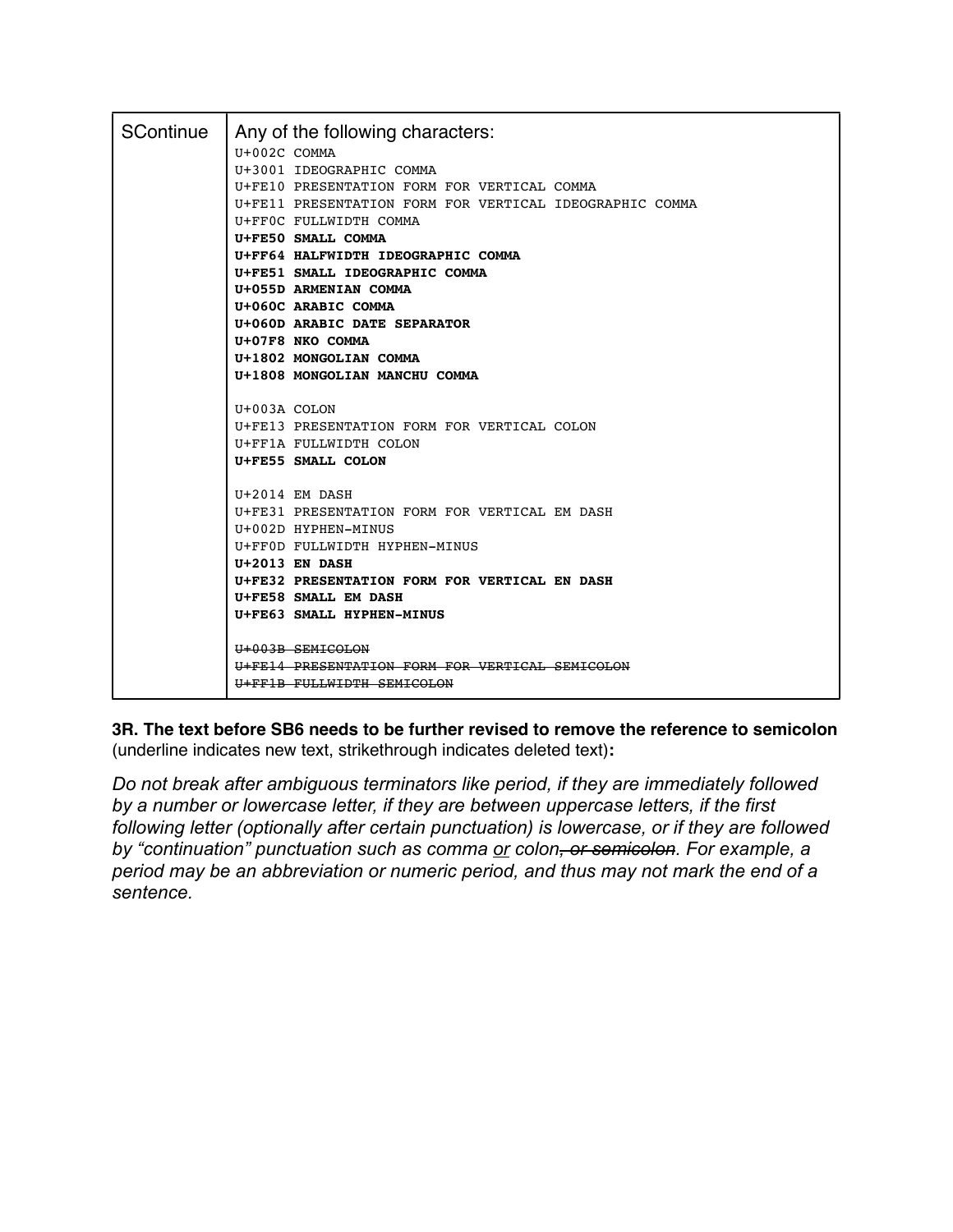| | |
|---|---|
| SContinue | Any of the following characters:<br>`U+002C COMMA`<br>`U+3001 IDEOGRAPHIC COMMA`<br>`U+FE10 PRESENTATION FORM FOR VERTICAL COMMA`<br>`U+FE11 PRESENTATION FORM FOR VERTICAL IDEOGRAPHIC COMMA`<br>`U+FF0C FULLWIDTH COMMA`<br>**`U+FE50 SMALL COMMA`**<br>**`U+FF64 HALFWIDTH IDEOGRAPHIC COMMA`**<br>**`U+FE51 SMALL IDEOGRAPHIC COMMA`**<br>**`U+055D ARMENIAN COMMA`**<br>**`U+060C ARABIC COMMA`**<br>**`U+060D ARABIC DATE SEPARATOR`**<br>**`U+07F8 NKO COMMA`**<br>**`U+1802 MONGOLIAN COMMA`**<br>**`U+1808 MONGOLIAN MANCHU COMMA`**<br><br>`U+003A COLON`<br>`U+FE13 PRESENTATION FORM FOR VERTICAL COLON`<br>`U+FF1A FULLWIDTH COLON`<br>**`U+FE55 SMALL COLON`**<br><br>`U+2014 EM DASH`<br>`U+FE31 PRESENTATION FORM FOR VERTICAL EM DASH`<br>`U+002D HYPHEN-MINUS`<br>`U+FF0D FULLWIDTH HYPHEN-MINUS`<br>**`U+2013 EN DASH`**<br>**`U+FE32 PRESENTATION FORM FOR VERTICAL EN DASH`**<br>**`U+FE58 SMALL EM DASH`**<br>**`U+FE63 SMALL HYPHEN-MINUS`**<br><br>~~`U+003B SEMICOLON`~~<br>~~`U+FE14 PRESENTATION FORM FOR VERTICAL SEMICOLON`~~<br>~~`U+FF1B FULLWIDTH SEMICOLON`~~ |

**3R. The text before SB6 needs to be further revised to remove the reference to semicolon** (underline indicates new text, strikethrough indicates deleted text)**:**

*Do not break after ambiguous terminators like period, if they are immediately followed by a number or lowercase letter, if they are between uppercase letters, if the first following letter (optionally after certain punctuation) is lowercase, or if they are followed by "continuation" punctuation such as comma <u>or</u> colon~~, or semicolon~~. For example, a period may be an abbreviation or numeric period, and thus may not mark the end of a sentence.*